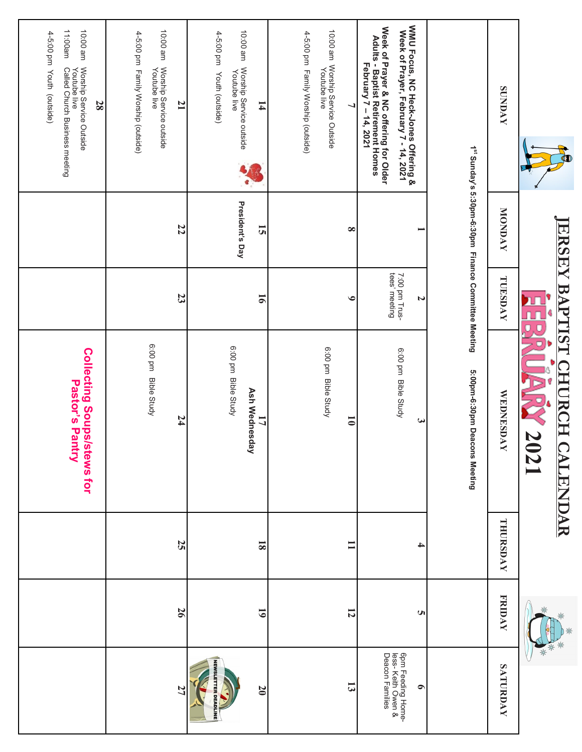# JERSEY BAPTIST CHURCH CALENDAR

## FEBRUARY 2021

| SUNDAY | MONDAY | TUESDAY | WEDNESDAY | THURSDAY | FRIDAY | SATURDAY |
|---|---|---|---|---|---|---|
| 1st Sunday's 5:30pm-6:30pm Finance Committee Meeting | | | 5:00pm-6:30pm Deacons Meeting | | | |
| **WMU Focus, NC Heck-Jones Offering & Week of Prayer, February 7 - 14, 2021** **Week of Prayer & NC offering for Older Adults - Baptist Retirement Homes February 7 – 14, 2021** | 1 | 2 7:00 pm Trustees' meeting | 3 6:00 pm Bible Study | 4 | 5 | 6 6pm Feeding Homeless- Keith Owen & Deacon Families |
| 7 10:00 am Worship Service Outside Youtube live 4-5:00 pm Family Worship (outside) | 8 | 9 | 10 6:00 pm Bible Study | 11 | 12 | 13 |
| 14 10:00 am Worship Service outside Youtube live 4-5:00 pm Youth (outside) | 15 **President's Day** | 16 | 17 **Ash Wednesday** 6:00 pm Bible Study | 18 | 19 | 20 NEWSLETTER DEADLINE |
| 21 10:00 am Worship Service outside Youtube live 4-5:00 pm Family Worship (outside) | 22 | 23 | 24 6:00 pm Bible Study | 25 | 26 | 27 |
| 28 10:00 am Worship Service Outside Youtube live 11:00am Called Church Business meeting 4-5:00 pm Youth (outside) | | | **Collecting Soups/stews for Pastor's Pantry** | | | |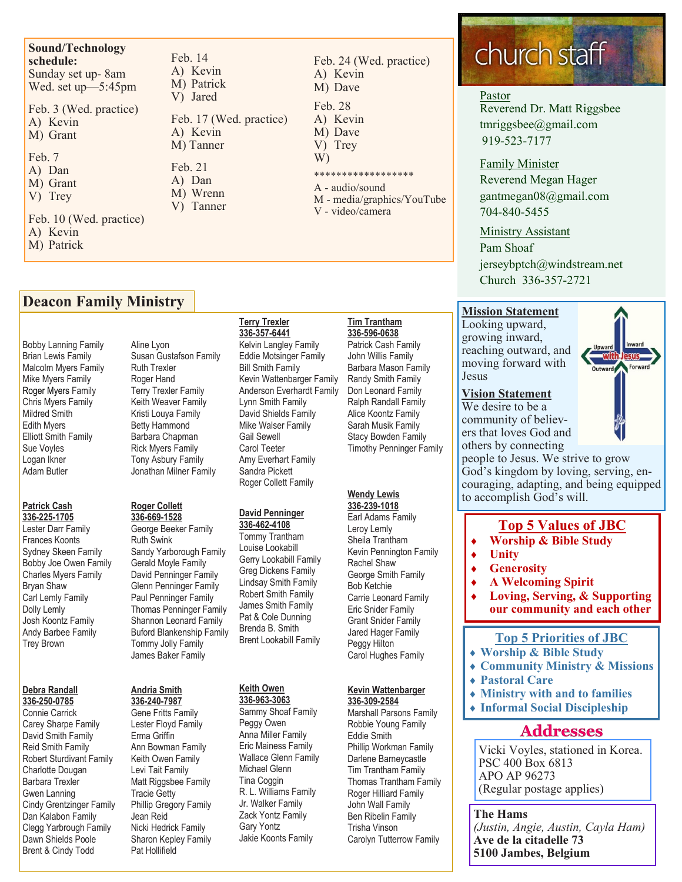**Sound/Technology schedule:**
Sunday set up- 8am
Wed. set up—5:45pm

Feb. 3 (Wed. practice)
A) Kevin
M) Grant

Feb. 7
A) Dan
M) Grant
V) Trey

Feb. 10 (Wed. practice)
A) Kevin
M) Patrick

Feb. 14
A) Kevin
M) Patrick
V) Jared

Feb. 17 (Wed. practice)
A) Kevin
M) Tanner

Feb. 21
A) Dan
M) Wrenn
V) Tanner

Feb. 24 (Wed. practice)
A) Kevin
M) Dave

Feb. 28
A) Kevin
M) Dave
V) Trey
W)

*****************
A - audio/sound
M - media/graphics/YouTube
V - video/camera

## church staff

Pastor
Reverend Dr. Matt Riggsbee
tmriggsbee@gmail.com
919-523-7177

Family Minister
Reverend Megan Hager
gantmegan08@gmail.com
704-840-5455

Ministry Assistant
Pam Shoaf
jerseybptch@windstream.net
Church 336-357-2721

## Deacon Family Ministry

Bobby Lanning Family
Brian Lewis Family
Malcolm Myers Family
Mike Myers Family
Roger Myers Family
Chris Myers Family
Mildred Smith
Edith Myers
Elliott Smith Family
Sue Voyles
Logan Ikner
Adam Butler

Aline Lyon
Susan Gustafson Family
Ruth Trexler
Roger Hand
Terry Trexler Family
Keith Weaver Family
Kristi Louya Family
Betty Hammond
Barbara Chapman
Rick Myers Family
Tony Asbury Family
Jonathan Milner Family

**Terry Trexler**
**336-357-6441**
Kelvin Langley Family
Eddie Motsinger Family
Bill Smith Family
Kevin Wattenbarger Family
Anderson Everhardt Family
Lynn Smith Family
David Shields Family
Mike Walser Family
Gail Sewell
Carol Teeter
Amy Everhart Family
Sandra Pickett
Roger Collett Family

**Tim Trantham**
**336-596-0638**
Patrick Cash Family
John Willis Family
Barbara Mason Family
Randy Smith Family
Don Leonard Family
Ralph Randall Family
Alice Koontz Family
Sarah Musik Family
Stacy Bowden Family
Timothy Penninger Family

**Patrick Cash**
**336-225-1705**
Lester Darr Family
Frances Koonts
Sydney Skeen Family
Bobby Joe Owen Family
Charles Myers Family
Bryan Shaw
Carl Lemly Family
Dolly Lemly
Josh Koontz Family
Andy Barbee Family
Trey Brown

**Roger Collett**
**336-669-1528**
George Beeker Family
Ruth Swink
Sandy Yarborough Family
Gerald Moyle Family
David Penninger Family
Glenn Penninger Family
Paul Penninger Family
Thomas Penninger Family
Shannon Leonard Family
Buford Blankenship Family
Tommy Jolly Family
James Baker Family

**David Penninger**
**336-462-4108**
Tommy Trantham
Louise Lookabill
Gerry Lookabill Family
Greg Dickens Family
Lindsay Smith Family
Robert Smith Family
James Smith Family
Pat & Cole Dunning
Brenda B. Smith
Brent Lookabill Family

**Wendy Lewis**
**336-239-1018**
Earl Adams Family
Leroy Lemly
Sheila Trantham
Kevin Pennington Family
Rachel Shaw
George Smith Family
Bob Ketchie
Carrie Leonard Family
Eric Snider Family
Grant Snider Family
Jared Hager Family
Peggy Hilton
Carol Hughes Family

**Debra Randall**
**336-250-0785**
Connie Carrick
Carey Sharpe Family
David Smith Family
Reid Smith Family
Robert Sturdivant Family
Charlotte Dougan
Barbara Trexler
Gwen Lanning
Cindy Grentzinger Family
Dan Kalabon Family
Clegg Yarbrough Family
Dawn Shields Poole
Brent & Cindy Todd

**Andria Smith**
**336-240-7987**
Gene Fritts Family
Lester Floyd Family
Erma Griffin
Ann Bowman Family
Keith Owen Family
Levi Tait Family
Matt Riggsbee Family
Tracie Getty
Phillip Gregory Family
Jean Reid
Nicki Hedrick Family
Sharon Kepley Family
Pat Hollifield

**Keith Owen**
**336-963-3063**
Sammy Shoaf Family
Peggy Owen
Anna Miller Family
Eric Mainess Family
Wallace Glenn Family
Michael Glenn
Tina Coggin
R. L. Williams Family
Jr. Walker Family
Zack Yontz Family
Gary Yontz
Jakie Koonts Family

**Kevin Wattenbarger**
**336-309-2584**
Marshall Parsons Family
Robbie Young Family
Eddie Smith
Phillip Workman Family
Darlene Barneycastle
Tim Trantham Family
Thomas Trantham Family
Roger Hilliard Family
John Wall Family
Ben Ribelin Family
Trisha Vinson
Carolyn Tutterrow Family

**Mission Statement**
Looking upward, growing inward, reaching outward, and moving forward with Jesus

**Vision Statement**
We desire to be a community of believers that loves God and others by connecting people to Jesus. We strive to grow God's kingdom by loving, serving, encouraging, adapting, and being equipped to accomplish God's will.

Upward Inward with Jesus Outward Forward

## Top 5 Values of JBC
- **Worship & Bible Study**
- **Unity**
- **Generosity**
- **A Welcoming Spirit**
- **Loving, Serving, & Supporting our community and each other**

## Top 5 Priorities of JBC
- **Worship & Bible Study**
- **Community Ministry & Missions**
- **Pastoral Care**
- **Ministry with and to families**
- **Informal Social Discipleship**

## Addresses

Vicki Voyles, stationed in Korea.
PSC 400 Box 6813
APO AP 96273
(Regular postage applies)

**The Hams**
*(Justin, Angie, Austin, Cayla Ham)*
**Ave de la citadelle 73**
**5100 Jambes, Belgium**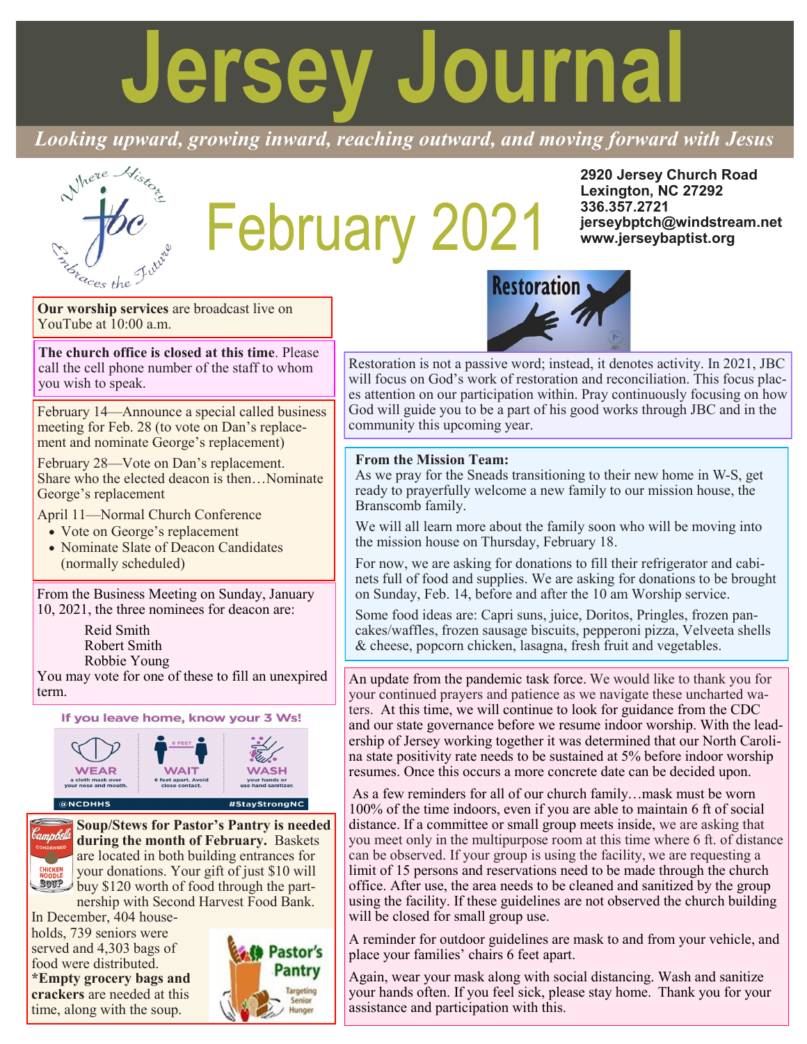# Jersey Journal

*Looking upward, growing inward, reaching outward, and moving forward with Jesus*

## February 2021

**2920 Jersey Church Road**
**Lexington, NC 27292**
**336.357.2721**
**jerseybptch@windstream.net**
**www.jerseybaptist.org**

**Our worship services** are broadcast live on YouTube at 10:00 a.m.

**The church office is closed at this time**. Please call the cell phone number of the staff to whom you wish to speak.

February 14—Announce a special called business meeting for Feb. 28 (to vote on Dan's replacement and nominate George's replacement)

February 28—Vote on Dan's replacement. Share who the elected deacon is then…Nominate George's replacement

April 11—Normal Church Conference

- Vote on George's replacement
- Nominate Slate of Deacon Candidates (normally scheduled)

From the Business Meeting on Sunday, January 10, 2021, the three nominees for deacon are:

Reid Smith
Robert Smith
Robbie Young

You may vote for one of these to fill an unexpired term.

If you leave home, know your 3 Ws!

WEAR a cloth mask over your nose and mouth. WAIT 6 feet apart. Avoid close contact. WASH your hands or use hand sanitizer.

@NCDHHS #StayStrongNC

**Soup/Stews for Pastor's Pantry is needed during the month of February.** Baskets are located in both building entrances for your donations. Your gift of just $10 will buy $120 worth of food through the partnership with Second Harvest Food Bank.

In December, 404 households, 739 seniors were served and 4,303 bags of food were distributed. **\*Empty grocery bags and crackers** are needed at this time, along with the soup.

Pastor's Pantry — Targeting Senior Hunger

Restoration

Restoration is not a passive word; instead, it denotes activity. In 2021, JBC will focus on God's work of restoration and reconciliation. This focus places attention on our participation within. Pray continuously focusing on how God will guide you to be a part of his good works through JBC and in the community this upcoming year.

**From the Mission Team:**

As we pray for the Sneads transitioning to their new home in W-S, get ready to prayerfully welcome a new family to our mission house, the Branscomb family.

We will all learn more about the family soon who will be moving into the mission house on Thursday, February 18.

For now, we are asking for donations to fill their refrigerator and cabinets full of food and supplies. We are asking for donations to be brought on Sunday, Feb. 14, before and after the 10 am Worship service.

Some food ideas are: Capri suns, juice, Doritos, Pringles, frozen pancakes/waffles, frozen sausage biscuits, pepperoni pizza, Velveeta shells & cheese, popcorn chicken, lasagna, fresh fruit and vegetables.

An update from the pandemic task force. We would like to thank you for your continued prayers and patience as we navigate these uncharted waters. At this time, we will continue to look for guidance from the CDC and our state governance before we resume indoor worship. With the leadership of Jersey working together it was determined that our North Carolina state positivity rate needs to be sustained at 5% before indoor worship resumes. Once this occurs a more concrete date can be decided upon.

As a few reminders for all of our church family…mask must be worn 100% of the time indoors, even if you are able to maintain 6 ft of social distance. If a committee or small group meets inside, we are asking that you meet only in the multipurpose room at this time where 6 ft. of distance can be observed. If your group is using the facility, we are requesting a limit of 15 persons and reservations need to be made through the church office. After use, the area needs to be cleaned and sanitized by the group using the facility. If these guidelines are not observed the church building will be closed for small group use.

A reminder for outdoor guidelines are mask to and from your vehicle, and place your families' chairs 6 feet apart.

Again, wear your mask along with social distancing. Wash and sanitize your hands often. If you feel sick, please stay home. Thank you for your assistance and participation with this.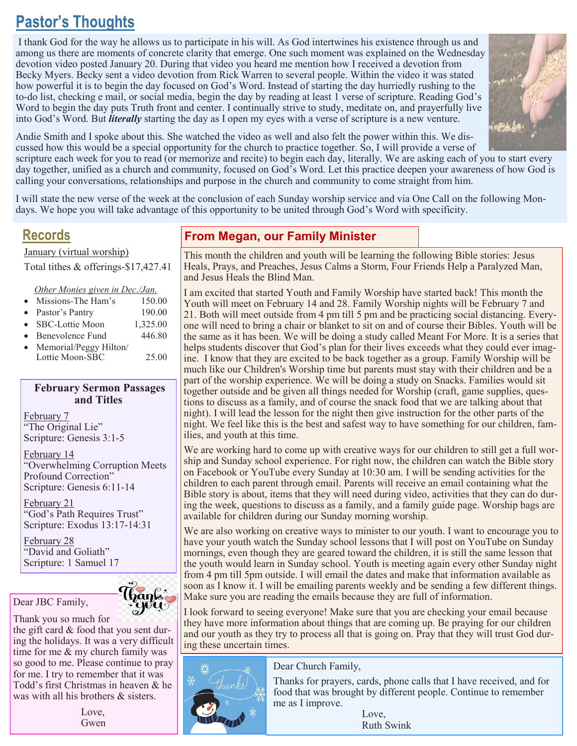## Pastor's Thoughts

I thank God for the way he allows us to participate in his will. As God intertwines his existence through us and among us there are moments of concrete clarity that emerge. One such moment was explained on the Wednesday devotion video posted January 20. During that video you heard me mention how I received a devotion from Becky Myers. Becky sent a video devotion from Rick Warren to several people. Within the video it was stated how powerful it is to begin the day focused on God's Word. Instead of starting the day hurriedly rushing to the to-do list, checking e mail, or social media, begin the day by reading at least 1 verse of scripture. Reading God's Word to begin the day puts Truth front and center. I continually strive to study, meditate on, and prayerfully live into God's Word. But ***literally*** starting the day as I open my eyes with a verse of scripture is a new venture.

Andie Smith and I spoke about this. She watched the video as well and also felt the power within this. We discussed how this would be a special opportunity for the church to practice together. So, I will provide a verse of scripture each week for you to read (or memorize and recite) to begin each day, literally. We are asking each of you to start every day together, unified as a church and community, focused on God's Word. Let this practice deepen your awareness of how God is calling your conversations, relationships and purpose in the church and community to come straight from him.

I will state the new verse of the week at the conclusion of each Sunday worship service and via One Call on the following Mondays. We hope you will take advantage of this opportunity to be united through God's Word with specificity.

## Records

January (virtual worship)

Total tithes & offerings-$17,427.41

*Other Monies given in Dec./Jan.*

- Missions-The Ham's 150.00
- Pastor's Pantry 190.00
- SBC-Lottie Moon 1,325.00
- Benevolence Fund 446.80
- Memorial/Peggy Hilton/ Lottie Moon-SBC 25.00

### February Sermon Passages and Titles

February 7
"The Original Lie"
Scripture: Genesis 3:1-5

February 14
"Overwhelming Corruption Meets Profound Correction"
Scripture: Genesis 6:11-14

February 21
"God's Path Requires Trust"
Scripture: Exodus 13:17-14:31

February 28
"David and Goliath"
Scripture: 1 Samuel 17

Dear JBC Family,

Thank you so much for the gift card & food that you sent during the holidays. It was a very difficult time for me & my church family was so good to me. Please continue to pray for me. I try to remember that it was Todd's first Christmas in heaven & he was with all his brothers & sisters.

Love,
Gwen

## From Megan, our Family Minister

This month the children and youth will be learning the following Bible stories: Jesus Heals, Prays, and Preaches, Jesus Calms a Storm, Four Friends Help a Paralyzed Man, and Jesus Heals the Blind Man.

I am excited that started Youth and Family Worship have started back! This month the Youth will meet on February 14 and 28. Family Worship nights will be February 7 and 21. Both will meet outside from 4 pm till 5 pm and be practicing social distancing. Everyone will need to bring a chair or blanket to sit on and of course their Bibles. Youth will be the same as it has been. We will be doing a study called Meant For More. It is a series that helps students discover that God's plan for their lives exceeds what they could ever imagine. I know that they are excited to be back together as a group. Family Worship will be much like our Children's Worship time but parents must stay with their children and be a part of the worship experience. We will be doing a study on Snacks. Families would sit together outside and be given all things needed for Worship (craft, game supplies, questions to discuss as a family, and of course the snack food that we are talking about that night). I will lead the lesson for the night then give instruction for the other parts of the night. We feel like this is the best and safest way to have something for our children, families, and youth at this time.

We are working hard to come up with creative ways for our children to still get a full worship and Sunday school experience. For right now, the children can watch the Bible story on Facebook or YouTube every Sunday at 10:30 am. I will be sending activities for the children to each parent through email. Parents will receive an email containing what the Bible story is about, items that they will need during video, activities that they can do during the week, questions to discuss as a family, and a family guide page. Worship bags are available for children during our Sunday morning worship.

We are also working on creative ways to minister to our youth. I want to encourage you to have your youth watch the Sunday school lessons that I will post on YouTube on Sunday mornings, even though they are geared toward the children, it is still the same lesson that the youth would learn in Sunday school. Youth is meeting again every other Sunday night from 4 pm till 5 pm outside. I will email the dates and make that information available as soon as I know it. I will be emailing parents weekly and be sending a few different things. Make sure you are reading the emails because they are full of information.

I look forward to seeing everyone! Make sure that you are checking your email because they have more information about things that are coming up. Be praying for our children and our youth as they try to process all that is going on. Pray that they will trust God during these uncertain times.

Dear Church Family,

Thanks for prayers, cards, phone calls that I have received, and for food that was brought by different people. Continue to remember me as I improve.

Love,
Ruth Swink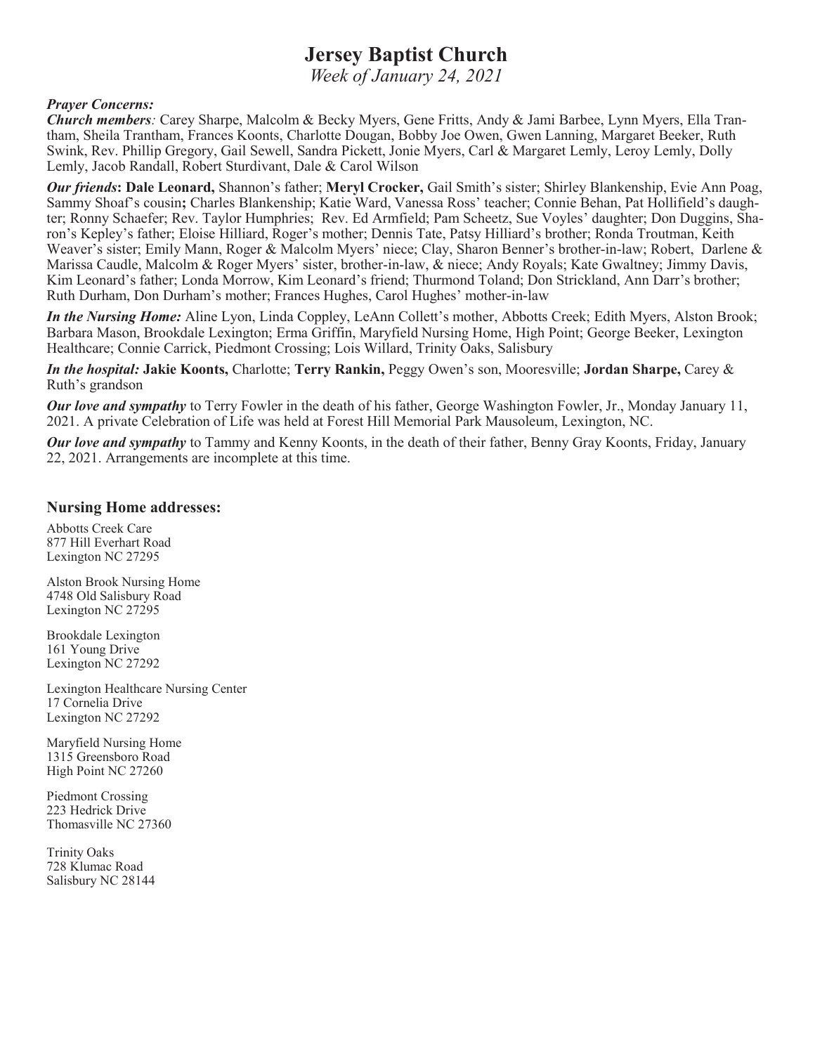# Jersey Baptist Church

*Week of January 24, 2021*

***Prayer Concerns:***

***Church members**:* Carey Sharpe, Malcolm & Becky Myers, Gene Fritts, Andy & Jami Barbee, Lynn Myers, Ella Trantham, Sheila Trantham, Frances Koonts, Charlotte Dougan, Bobby Joe Owen, Gwen Lanning, Margaret Beeker, Ruth Swink, Rev. Phillip Gregory, Gail Sewell, Sandra Pickett, Jonie Myers, Carl & Margaret Lemly, Leroy Lemly, Dolly Lemly, Jacob Randall, Robert Sturdivant, Dale & Carol Wilson

***Our friends*: Dale Leonard,** Shannon's father; **Meryl Crocker,** Gail Smith's sister; Shirley Blankenship, Evie Ann Poag, Sammy Shoaf's cousin**;** Charles Blankenship; Katie Ward, Vanessa Ross' teacher; Connie Behan, Pat Hollifield's daughter; Ronny Schaefer; Rev. Taylor Humphries; Rev. Ed Armfield; Pam Scheetz, Sue Voyles' daughter; Don Duggins, Sharon's Kepley's father; Eloise Hilliard, Roger's mother; Dennis Tate, Patsy Hilliard's brother; Ronda Troutman, Keith Weaver's sister; Emily Mann, Roger & Malcolm Myers' niece; Clay, Sharon Benner's brother-in-law; Robert, Darlene & Marissa Caudle, Malcolm & Roger Myers' sister, brother-in-law, & niece; Andy Royals; Kate Gwaltney; Jimmy Davis, Kim Leonard's father; Londa Morrow, Kim Leonard's friend; Thurmond Toland; Don Strickland, Ann Darr's brother; Ruth Durham, Don Durham's mother; Frances Hughes, Carol Hughes' mother-in-law

***In the Nursing Home:*** Aline Lyon, Linda Coppley, LeAnn Collett's mother, Abbotts Creek; Edith Myers, Alston Brook; Barbara Mason, Brookdale Lexington; Erma Griffin, Maryfield Nursing Home, High Point; George Beeker, Lexington Healthcare; Connie Carrick, Piedmont Crossing; Lois Willard, Trinity Oaks, Salisbury

***In the hospital:*** **Jakie Koonts,** Charlotte; **Terry Rankin,** Peggy Owen's son, Mooresville; **Jordan Sharpe,** Carey & Ruth's grandson

***Our love and sympathy*** to Terry Fowler in the death of his father, George Washington Fowler, Jr., Monday January 11, 2021. A private Celebration of Life was held at Forest Hill Memorial Park Mausoleum, Lexington, NC.

***Our love and sympathy*** to Tammy and Kenny Koonts, in the death of their father, Benny Gray Koonts, Friday, January 22, 2021. Arrangements are incomplete at this time.

## Nursing Home addresses:

Abbotts Creek Care
877 Hill Everhart Road
Lexington NC 27295

Alston Brook Nursing Home
4748 Old Salisbury Road
Lexington NC 27295

Brookdale Lexington
161 Young Drive
Lexington NC 27292

Lexington Healthcare Nursing Center
17 Cornelia Drive
Lexington NC 27292

Maryfield Nursing Home
1315 Greensboro Road
High Point NC 27260

Piedmont Crossing
223 Hedrick Drive
Thomasville NC 27360

Trinity Oaks
728 Klumac Road
Salisbury NC 28144